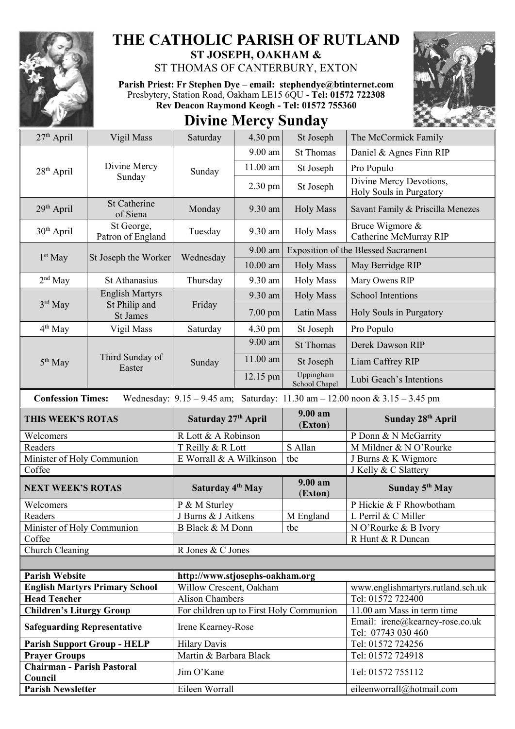# THE CATHOLIC PARISH OF RUTLAND

## ST JOSEPH, OAKHAM &

ST THOMAS OF CANTERBURY, EXTON

**Parish Priest: Fr Stephen Dye** – **email: stephendye@btinternet.com**
Presbytery, Station Road, Oakham LE15 6QU - **Tel: 01572 722308**
**Rev Deacon Raymond Keogh - Tel: 01572 755360**

# Divine Mercy Sunday

| | | | | | |
|---|---|---|---|---|---|
| 27th April | Vigil Mass | Saturday | 4.30 pm | St Joseph | The McCormick Family |
| 28th April | Divine Mercy Sunday | Sunday | 9.00 am | St Thomas | Daniel & Agnes Finn RIP |
| | | | 11.00 am | St Joseph | Pro Populo |
| | | | 2.30 pm | St Joseph | Divine Mercy Devotions, Holy Souls in Purgatory |
| 29th April | St Catherine of Siena | Monday | 9.30 am | Holy Mass | Savant Family & Priscilla Menezes |
| 30th April | St George, Patron of England | Tuesday | 9.30 am | Holy Mass | Bruce Wigmore & Catherine McMurray RIP |
| 1st May | St Joseph the Worker | Wednesday | 9.00 am | Exposition of the Blessed Sacrament | |
| | | | 10.00 am | Holy Mass | May Berridge RIP |
| 2nd May | St Athanasius | Thursday | 9.30 am | Holy Mass | Mary Owens RIP |
| 3rd May | English Martyrs St Philip and St James | Friday | 9.30 am | Holy Mass | School Intentions |
| | | | 7.00 pm | Latin Mass | Holy Souls in Purgatory |
| 4th May | Vigil Mass | Saturday | 4.30 pm | St Joseph | Pro Populo |
| 5th May | Third Sunday of Easter | Sunday | 9.00 am | St Thomas | Derek Dawson RIP |
| | | | 11.00 am | St Joseph | Liam Caffrey RIP |
| | | | 12.15 pm | Uppingham School Chapel | Lubi Geach's Intentions |

**Confession Times:** Wednesday: 9.15 – 9.45 am; Saturday: 11.30 am – 12.00 noon & 3.15 – 3.45 pm

| THIS WEEK'S ROTAS | Saturday 27th April | 9.00 am (Exton) | Sunday 28th April |
|---|---|---|---|
| Welcomers | R Lott & A Robinson | | P Donn & N McGarrity |
| Readers | T Reilly & R Lott | S Allan | M Mildner & N O'Rourke |
| Minister of Holy Communion | E Worrall & A Wilkinson | tbc | J Burns & K Wigmore |
| Coffee | | | J Kelly & C Slattery |

| NEXT WEEK'S ROTAS | Saturday 4th May | 9.00 am (Exton) | Sunday 5th May |
|---|---|---|---|
| Welcomers | P & M Sturley | | P Hickie & F Rhowbotham |
| Readers | J Burns & J Aitkens | M England | L Perril & C Miller |
| Minister of Holy Communion | B Black & M Donn | tbc | N O'Rourke & B Ivory |
| Coffee | | | R Hunt & R Duncan |
| Church Cleaning | R Jones & C Jones | | |

| | | |
|---|---|---|
| **Parish Website** | **http://www.stjosephs-oakham.org** | |
| **English Martyrs Primary School** | Willow Crescent, Oakham | www.englishmartyrs.rutland.sch.uk |
| **Head Teacher** | Alison Chambers | Tel: 01572 722400 |
| **Children's Liturgy Group** | For children up to First Holy Communion | 11.00 am Mass in term time |
| **Safeguarding Representative** | Irene Kearney-Rose | Email: irene@kearney-rose.co.uk Tel: 07743 030 460 |
| **Parish Support Group - HELP** | Hilary Davis | Tel: 01572 724256 |
| **Prayer Groups** | Martin & Barbara Black | Tel: 01572 724918 |
| **Chairman - Parish Pastoral Council** | Jim O'Kane | Tel: 01572 755112 |
| **Parish Newsletter** | Eileen Worrall | eileenworrall@hotmail.com |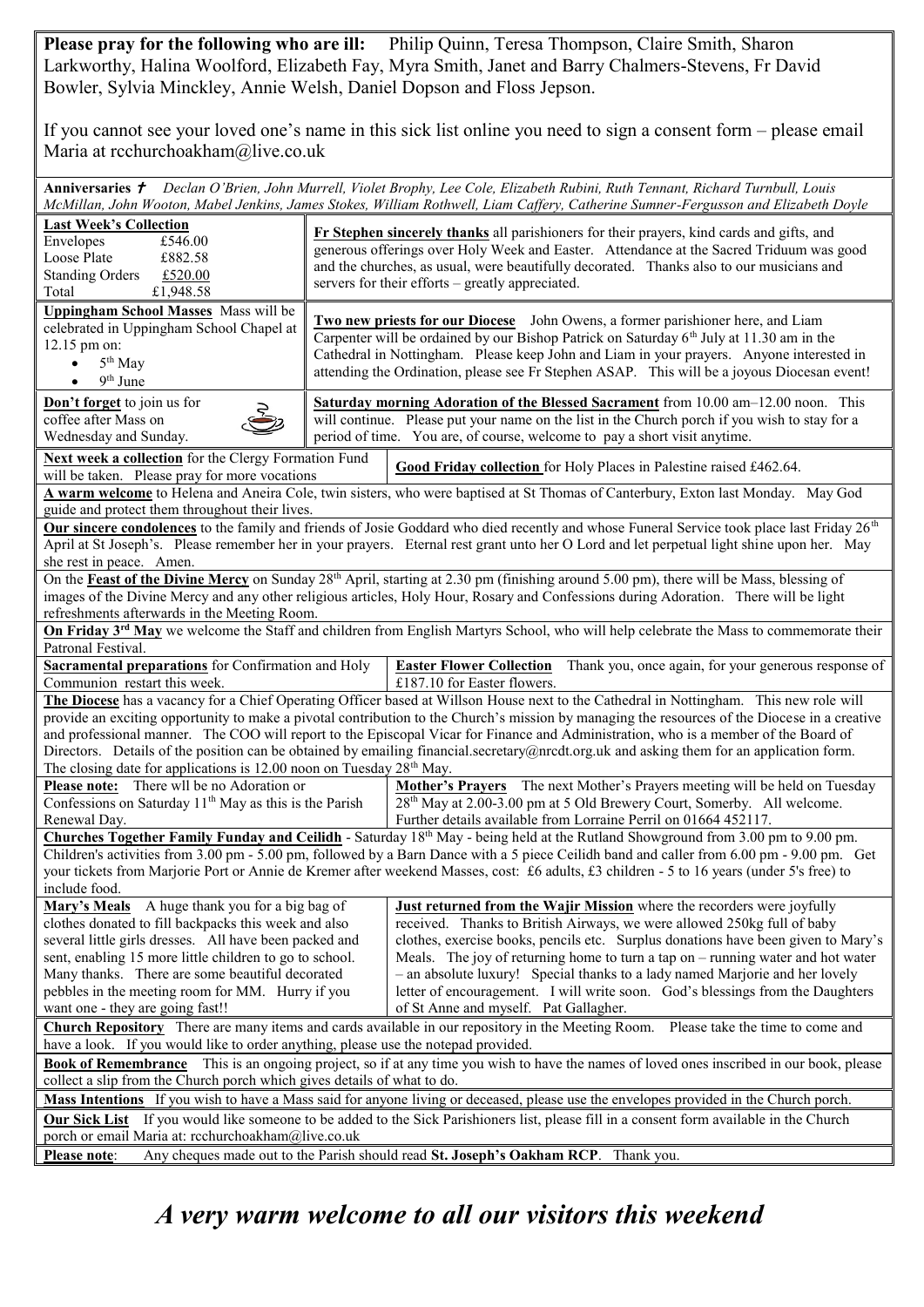**Please pray for the following who are ill:** Philip Quinn, Teresa Thompson, Claire Smith, Sharon Larkworthy, Halina Woolford, Elizabeth Fay, Myra Smith, Janet and Barry Chalmers-Stevens, Fr David Bowler, Sylvia Minckley, Annie Welsh, Daniel Dopson and Floss Jepson.

If you cannot see your loved one's name in this sick list online you need to sign a consent form – please email Maria at rcchurchoakham@live.co.uk

**Anniversaries ✝** *Declan O'Brien, John Murrell, Violet Brophy, Lee Cole, Elizabeth Rubini, Ruth Tennant, Richard Turnbull, Louis McMillan, John Wooton, Mabel Jenkins, James Stokes, William Rothwell, Liam Caffery, Catherine Sumner-Fergusson and Elizabeth Doyle*

**Last Week's Collection**

| | |
|---|---|
| Envelopes | £546.00 |
| Loose Plate | £882.58 |
| Standing Orders | £520.00 |
| Total | £1,948.58 |

**Fr Stephen sincerely thanks** all parishioners for their prayers, kind cards and gifts, and generous offerings over Holy Week and Easter. Attendance at the Sacred Triduum was good and the churches, as usual, were beautifully decorated. Thanks also to our musicians and servers for their efforts – greatly appreciated.

**Uppingham School Masses** Mass will be celebrated in Uppingham School Chapel at 12.15 pm on:

- 5th May
- 9th June

**Two new priests for our Diocese** John Owens, a former parishioner here, and Liam Carpenter will be ordained by our Bishop Patrick on Saturday 6th July at 11.30 am in the Cathedral in Nottingham. Please keep John and Liam in your prayers. Anyone interested in attending the Ordination, please see Fr Stephen ASAP. This will be a joyous Diocesan event!

**Don't forget** to join us for coffee after Mass on Wednesday and Sunday.

**Saturday morning Adoration of the Blessed Sacrament** from 10.00 am–12.00 noon. This will continue. Please put your name on the list in the Church porch if you wish to stay for a period of time. You are, of course, welcome to pay a short visit anytime.

**Next week a collection** for the Clergy Formation Fund will be taken. Please pray for more vocations

**Good Friday collection** for Holy Places in Palestine raised £462.64.

**A warm welcome** to Helena and Aneira Cole, twin sisters, who were baptised at St Thomas of Canterbury, Exton last Monday. May God guide and protect them throughout their lives.

**Our sincere condolences** to the family and friends of Josie Goddard who died recently and whose Funeral Service took place last Friday 26th April at St Joseph's. Please remember her in your prayers. Eternal rest grant unto her O Lord and let perpetual light shine upon her. May she rest in peace. Amen.

On the **Feast of the Divine Mercy** on Sunday 28th April, starting at 2.30 pm (finishing around 5.00 pm), there will be Mass, blessing of images of the Divine Mercy and any other religious articles, Holy Hour, Rosary and Confessions during Adoration. There will be light refreshments afterwards in the Meeting Room.

**On Friday 3rd May** we welcome the Staff and children from English Martyrs School, who will help celebrate the Mass to commemorate their Patronal Festival.

**Sacramental preparations** for Confirmation and Holy Communion restart this week.

**Easter Flower Collection** Thank you, once again, for your generous response of £187.10 for Easter flowers.

**The Diocese** has a vacancy for a Chief Operating Officer based at Willson House next to the Cathedral in Nottingham. This new role will provide an exciting opportunity to make a pivotal contribution to the Church's mission by managing the resources of the Diocese in a creative and professional manner. The COO will report to the Episcopal Vicar for Finance and Administration, who is a member of the Board of Directors. Details of the position can be obtained by emailing financial.secretary@nrcdt.org.uk and asking them for an application form. The closing date for applications is 12.00 noon on Tuesday 28th May.

**Please note:** There wll be no Adoration or Confessions on Saturday 11th May as this is the Parish Renewal Day.

**Mother's Prayers** The next Mother's Prayers meeting will be held on Tuesday 28th May at 2.00-3.00 pm at 5 Old Brewery Court, Somerby. All welcome. Further details available from Lorraine Perril on 01664 452117.

**Churches Together Family Funday and Ceilidh** - Saturday 18th May - being held at the Rutland Showground from 3.00 pm to 9.00 pm. Children's activities from 3.00 pm - 5.00 pm, followed by a Barn Dance with a 5 piece Ceilidh band and caller from 6.00 pm - 9.00 pm. Get your tickets from Marjorie Port or Annie de Kremer after weekend Masses, cost: £6 adults, £3 children - 5 to 16 years (under 5's free) to include food.

**Mary's Meals** A huge thank you for a big bag of clothes donated to fill backpacks this week and also several little girls dresses. All have been packed and sent, enabling 15 more little children to go to school. Many thanks. There are some beautiful decorated pebbles in the meeting room for MM. Hurry if you want one - they are going fast!!

**Just returned from the Wajir Mission** where the recorders were joyfully received. Thanks to British Airways, we were allowed 250kg full of baby clothes, exercise books, pencils etc. Surplus donations have been given to Mary's Meals. The joy of returning home to turn a tap on – running water and hot water – an absolute luxury! Special thanks to a lady named Marjorie and her lovely letter of encouragement. I will write soon. God's blessings from the Daughters of St Anne and myself. Pat Gallagher.

**Church Repository** There are many items and cards available in our repository in the Meeting Room. Please take the time to come and have a look. If you would like to order anything, please use the notepad provided.

**Book of Remembrance** This is an ongoing project, so if at any time you wish to have the names of loved ones inscribed in our book, please collect a slip from the Church porch which gives details of what to do.

**Mass Intentions** If you wish to have a Mass said for anyone living or deceased, please use the envelopes provided in the Church porch.

**Our Sick List** If you would like someone to be added to the Sick Parishioners list, please fill in a consent form available in the Church porch or email Maria at: rcchurchoakham@live.co.uk

**Please note**: Any cheques made out to the Parish should read **St. Joseph's Oakham RCP**. Thank you.

## *A very warm welcome to all our visitors this weekend*